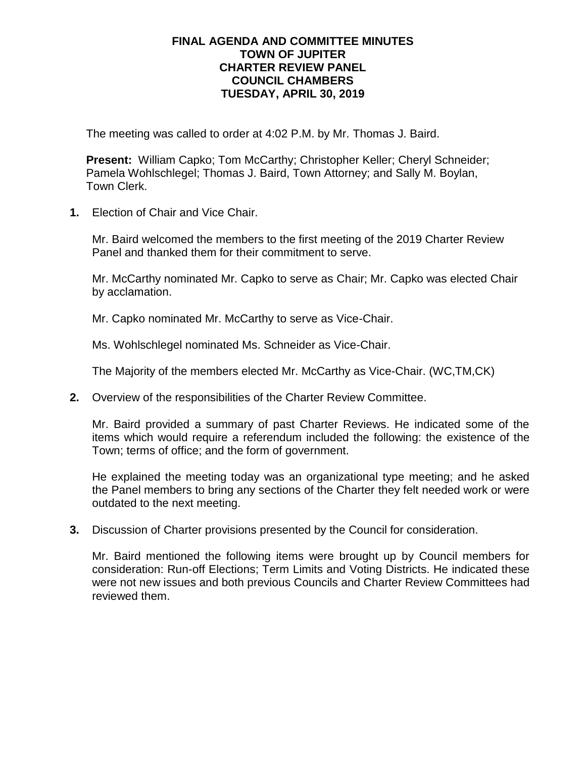# FINAL AGENDA AND COMMITTEE MINUTES
# TOWN OF JUPITER
# CHARTER REVIEW PANEL
# COUNCIL CHAMBERS
# TUESDAY, APRIL 30, 2019

The meeting was called to order at 4:02 P.M. by Mr. Thomas J. Baird.

**Present:** William Capko; Tom McCarthy; Christopher Keller; Cheryl Schneider; Pamela Wohlschlegel; Thomas J. Baird, Town Attorney; and Sally M. Boylan, Town Clerk.

**1.** Election of Chair and Vice Chair.

Mr. Baird welcomed the members to the first meeting of the 2019 Charter Review Panel and thanked them for their commitment to serve.

Mr. McCarthy nominated Mr. Capko to serve as Chair; Mr. Capko was elected Chair by acclamation.

Mr. Capko nominated Mr. McCarthy to serve as Vice-Chair.

Ms. Wohlschlegel nominated Ms. Schneider as Vice-Chair.

The Majority of the members elected Mr. McCarthy as Vice-Chair. (WC,TM,CK)

**2.** Overview of the responsibilities of the Charter Review Committee.

Mr. Baird provided a summary of past Charter Reviews. He indicated some of the items which would require a referendum included the following: the existence of the Town; terms of office; and the form of government.

He explained the meeting today was an organizational type meeting; and he asked the Panel members to bring any sections of the Charter they felt needed work or were outdated to the next meeting.

**3.** Discussion of Charter provisions presented by the Council for consideration.

Mr. Baird mentioned the following items were brought up by Council members for consideration: Run-off Elections; Term Limits and Voting Districts. He indicated these were not new issues and both previous Councils and Charter Review Committees had reviewed them.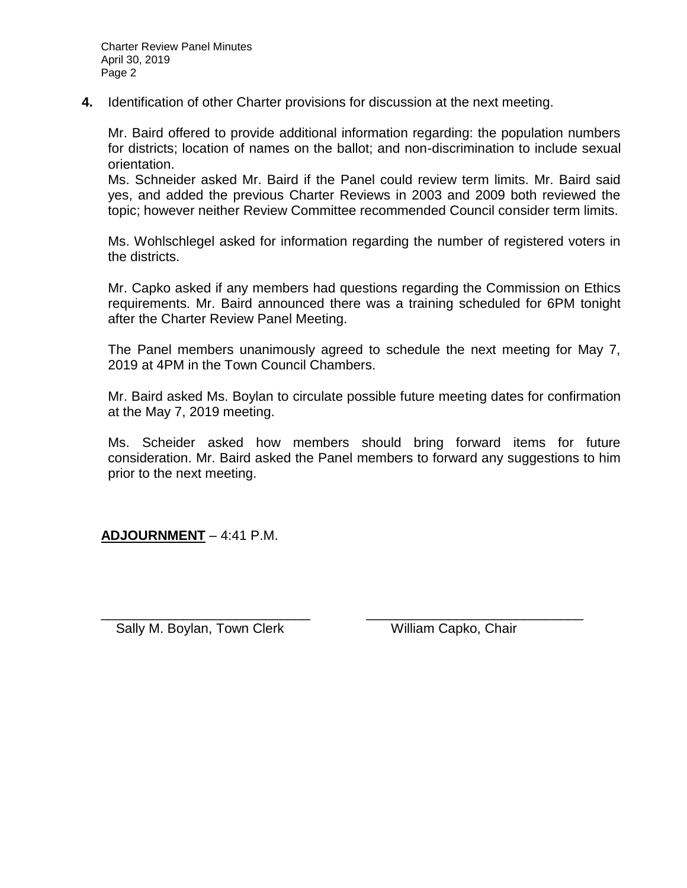**4.** Identification of other Charter provisions for discussion at the next meeting.

Mr. Baird offered to provide additional information regarding: the population numbers for districts; location of names on the ballot; and non-discrimination to include sexual orientation.
Ms. Schneider asked Mr. Baird if the Panel could review term limits. Mr. Baird said yes, and added the previous Charter Reviews in 2003 and 2009 both reviewed the topic; however neither Review Committee recommended Council consider term limits.

Ms. Wohlschlegel asked for information regarding the number of registered voters in the districts.

Mr. Capko asked if any members had questions regarding the Commission on Ethics requirements. Mr. Baird announced there was a training scheduled for 6PM tonight after the Charter Review Panel Meeting.

The Panel members unanimously agreed to schedule the next meeting for May 7, 2019 at 4PM in the Town Council Chambers.

Mr. Baird asked Ms. Boylan to circulate possible future meeting dates for confirmation at the May 7, 2019 meeting.

Ms. Scheider asked how members should bring forward items for future consideration. Mr. Baird asked the Panel members to forward any suggestions to him prior to the next meeting.

**ADJOURNMENT** – 4:41 P.M.

_____________________________ Sally M. Boylan, Town Clerk

_____________________________ William Capko, Chair